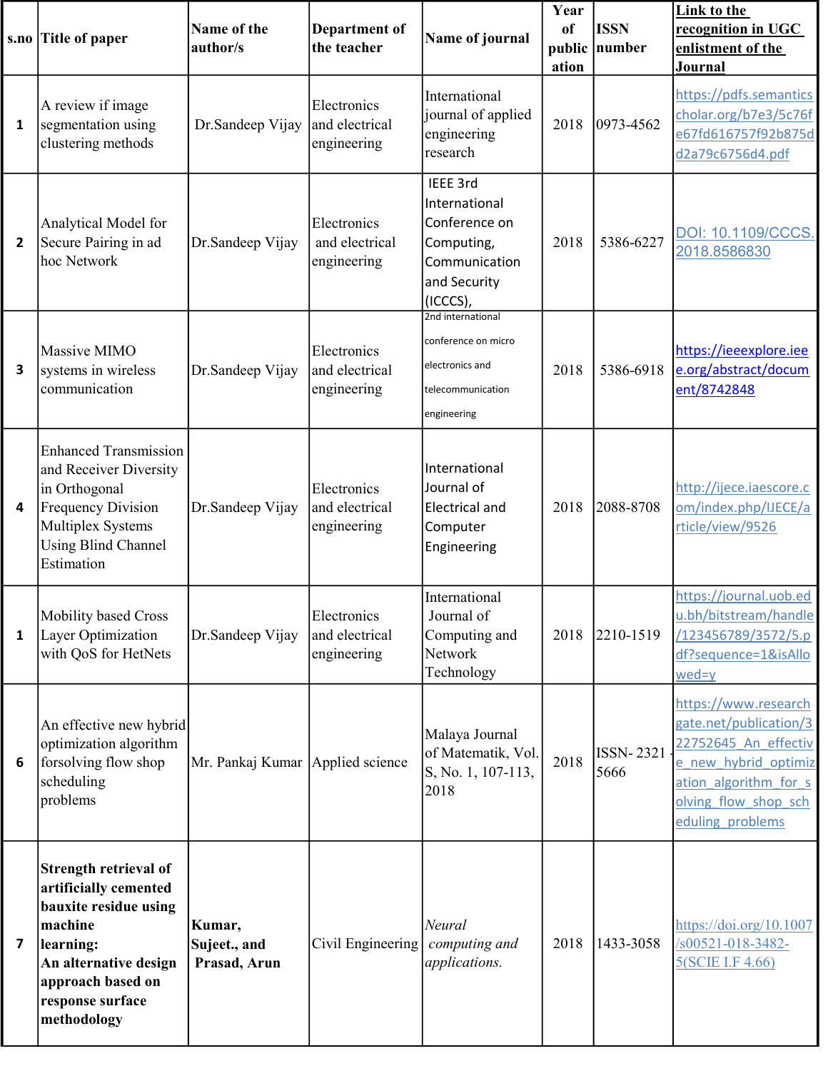| s.no | Title of paper | Name of the author/s | Department of the teacher | Name of journal | Year of publication | ISSN number | Link to the recognition in UGC enlistment of the Journal |
|---|---|---|---|---|---|---|---|
| 1 | A review if image segmentation using clustering methods | Dr.Sandeep Vijay | Electronics and electrical engineering | International journal of applied engineering research | 2018 | 0973-4562 | https://pdfs.semanticscholar.org/b7e3/5c76fe67fd616757f92b875dd2a79c6756d4.pdf |
| 2 | Analytical Model for Secure Pairing in ad hoc Network | Dr.Sandeep Vijay | Electronics and electrical engineering | IEEE 3rd International Conference on Computing, Communication and Security (ICCCS), | 2018 | 5386-6227 | DOI: 10.1109/CCCS.2018.8586830 |
| 3 | Massive MIMO systems in wireless communication | Dr.Sandeep Vijay | Electronics and electrical engineering | 2nd international conference on micro electronics and telecommunication engineering | 2018 | 5386-6918 | https://ieeexplore.ieee.org/abstract/document/8742848 |
| 4 | Enhanced Transmission and Receiver Diversity in Orthogonal Frequency Division Multiplex Systems Using Blind Channel Estimation | Dr.Sandeep Vijay | Electronics and electrical engineering | International Journal of Electrical and Computer Engineering | 2018 | 2088-8708 | http://ijece.iaescore.com/index.php/IJECE/article/view/9526 |
| 1 | Mobility based Cross Layer Optimization with QoS for HetNets | Dr.Sandeep Vijay | Electronics and electrical engineering | International Journal of Computing and Network Technology | 2018 | 2210-1519 | https://journal.uob.edu.bh/bitstream/handle/123456789/3572/5.pdf?sequence=1&isAllowed=y |
| 6 | An effective new hybrid optimization algorithm forsolving flow shop scheduling problems | Mr. Pankaj Kumar | Applied science | Malaya Journal of Matematik, Vol. S, No. 1, 107-113, 2018 | 2018 | ISSN- 2321 - 5666 | https://www.researchgate.net/publication/322752645_An_effective_new_hybrid_optimization_algorithm_for_solving_flow_shop_scheduling_problems |
| 7 | **Strength retrieval of artificially cemented bauxite residue using machine learning: An alternative design approach based on response surface methodology** | **Kumar, Sujeet., and Prasad, Arun** | Civil Engineering | *Neural computing and applications.* | 2018 | 1433-3058 | https://doi.org/10.1007/s00521-018-3482-5(SCIE I.F 4.66) |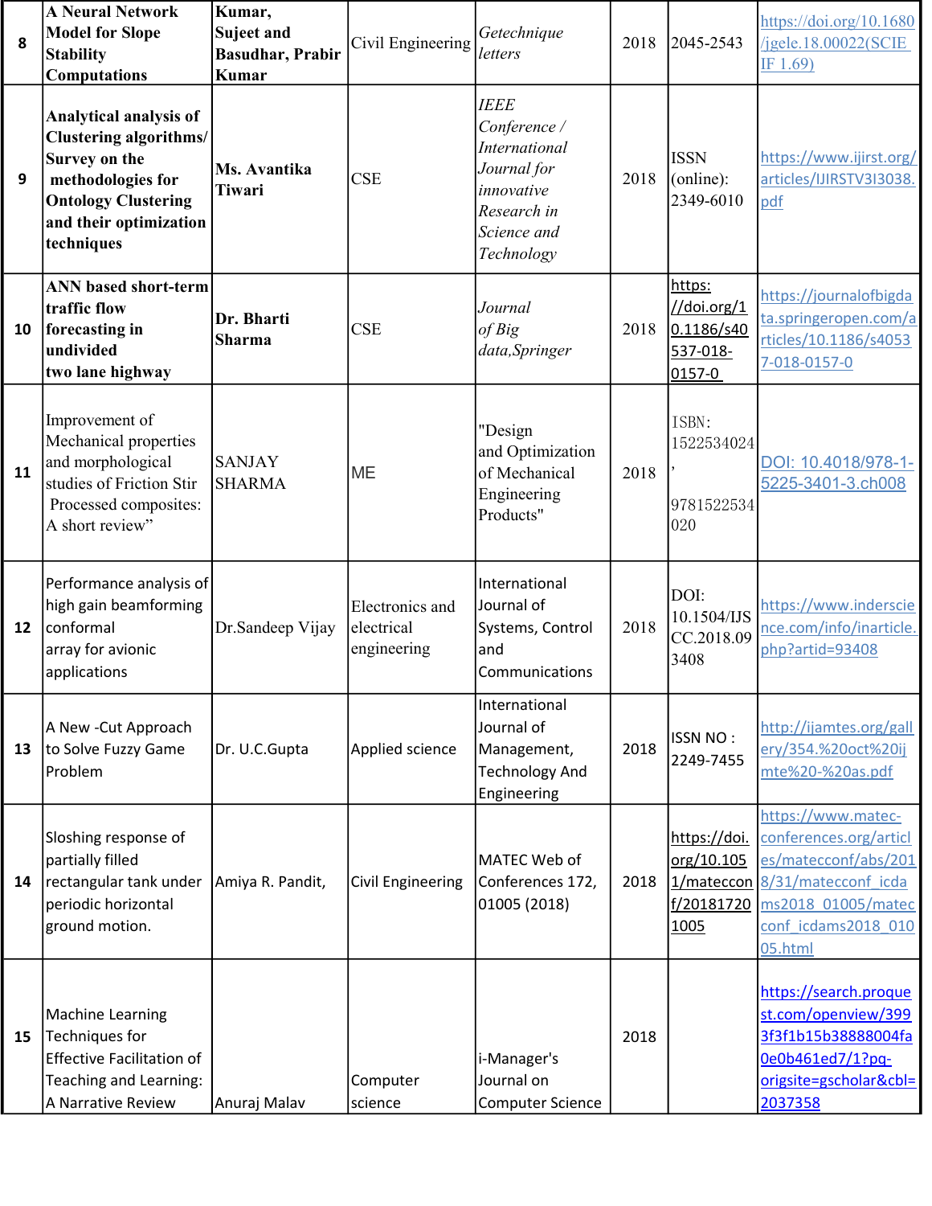| 8 | A Neural Network Model for Slope Stability Computations | Kumar, Sujeet and Basudhar, Prabir Kumar | Civil Engineering | *Getechnique letters* | 2018 | 2045-2543 | https://doi.org/10.1680/jgele.18.00022(SCIE IF 1.69) |
|---|---|---|---|---|---|---|---|
| 9 | **Analytical analysis of Clustering algorithms/ Survey on the methodologies for Ontology Clustering and their optimization techniques** | **Ms. Avantika Tiwari** | CSE | *IEEE Conference / International Journal for innovative Research in Science and Technology* | 2018 | ISSN (online): 2349-6010 | https://www.ijirst.org/articles/IJIRSTV3I3038.pdf |
| 10 | **ANN based short-term traffic flow forecasting in undivided two lane highway** | **Dr. Bharti Sharma** | CSE | *Journal of Big data,Springer* | 2018 | https://doi.org/10.1186/s40537-018-0157-0 | https://journalofbigdata.springeropen.com/articles/10.1186/s40537-018-0157-0 |
| 11 | Improvement of Mechanical properties and morphological studies of Friction Stir Processed composites: A short review" | SANJAY SHARMA | ME | "Design and Optimization of Mechanical Engineering Products" | 2018 | ISBN: 1522534024, 9781522534020 | DOI: 10.4018/978-1-5225-3401-3.ch008 |
| 12 | Performance analysis of high gain beamforming conformal array for avionic applications | Dr.Sandeep Vijay | Electronics and electrical engineering | International Journal of Systems, Control and Communications | 2018 | DOI: 10.1504/IJSCC.2018.093408 | https://www.inderscience.com/info/inarticle.php?artid=93408 |
| 13 | A New -Cut Approach to Solve Fuzzy Game Problem | Dr. U.C.Gupta | Applied science | International Journal of Management, Technology And Engineering | 2018 | ISSN NO : 2249-7455 | http://ijamtes.org/gallery/354.%20oct%20ijmte%20-%20as.pdf |
| 14 | Sloshing response of partially filled rectangular tank under periodic horizontal ground motion. | Amiya R. Pandit, | Civil Engineering | MATEC Web of Conferences 172, 01005 (2018) | 2018 | https://doi.org/10.1051/matecconf/201817201005 | https://www.matec-conferences.org/articles/matecconf/abs/2018/31/matecconf_icdams2018_01005/matecconf_icdams2018_01005.html |
| 15 | Machine Learning Techniques for Effective Facilitation of Teaching and Learning: A Narrative Review | Anuraj Malav | Computer science | i-Manager's Journal on Computer Science | 2018 | | https://search.proquest.com/openview/3993f1b15b38888004fa0e0b461ed7/1?pq-origsite=gscholar&cbl=2037358 |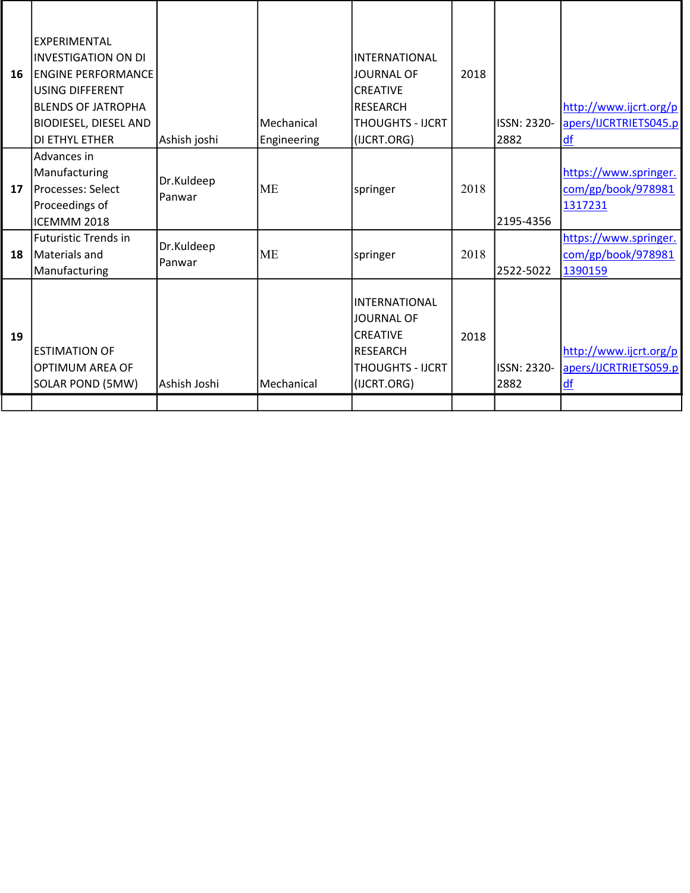| | | | | | | | |
|---|---|---|---|---|---|---|---|
| **16** | EXPERIMENTAL INVESTIGATION ON DI ENGINE PERFORMANCE USING DIFFERENT BLENDS OF JATROPHA BIODIESEL, DIESEL AND DI ETHYL ETHER | Ashish joshi | Mechanical Engineering | INTERNATIONAL JOURNAL OF CREATIVE RESEARCH THOUGHTS - IJCRT (IJCRT.ORG) | 2018 | ISSN: 2320-2882 | http://www.ijcrt.org/papers/IJCRTRIETS045.pdf |
| **17** | Advances in Manufacturing Processes: Select Proceedings of ICEMMM 2018 | Dr.Kuldeep Panwar | ME | springer | 2018 | 2195-4356 | https://www.springer.com/gp/book/9789811317231 |
| **18** | Futuristic Trends in Materials and Manufacturing | Dr.Kuldeep Panwar | ME | springer | 2018 | 2522-5022 | https://www.springer.com/gp/book/9789811390159 |
| **19** | ESTIMATION OF OPTIMUM AREA OF SOLAR POND (5MW) | Ashish Joshi | Mechanical | INTERNATIONAL JOURNAL OF CREATIVE RESEARCH THOUGHTS - IJCRT (IJCRT.ORG) | 2018 | ISSN: 2320-2882 | http://www.ijcrt.org/papers/IJCRTRIETS059.pdf |
| | | | | | | | |